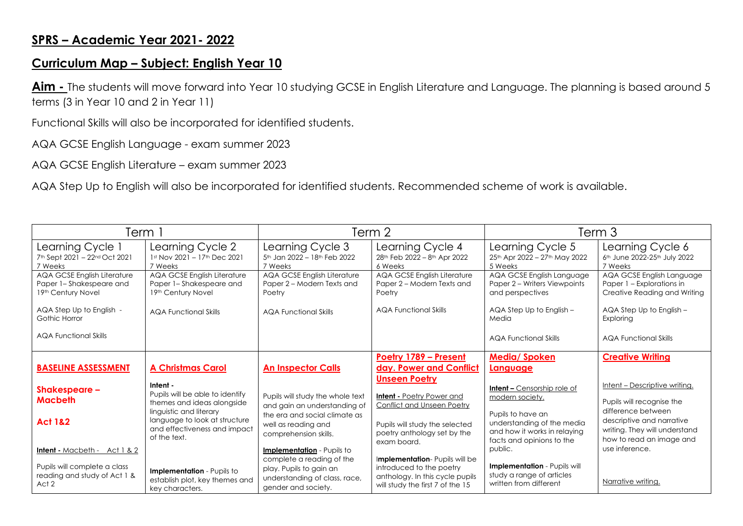## SPRS – Academic Year 2021- 2022

## Curriculum Map – Subject: English Year 10

**Aim -** The students will move forward into Year 10 studying GCSE in English Literature and Language. The planning is based around 5 terms (3 in Year 10 and 2 in Year 11)

Functional Skills will also be incorporated for identified students.

AQA GCSE English Language - exam summer 2023

AQA GCSE English Literature – exam summer 2023

AQA Step Up to English will also be incorporated for identified students. Recommended scheme of work is available.

| Term 1 | | Term 2 | | Term 3 | |
|---|---|---|---|---|---|
| Learning Cycle 1<br>7th Sept 2021 – 22nd Oct 2021<br>7 Weeks | Learning Cycle 2<br>1st Nov 2021 – 17th Dec 2021<br>7 Weeks | Learning Cycle 3<br>5th Jan 2022 – 18th Feb 2022<br>7 Weeks | Learning Cycle 4<br>28th Feb 2022 – 8th Apr 2022<br>6 Weeks | Learning Cycle 5<br>25th Apr 2022 – 27th May 2022<br>5 Weeks | Learning Cycle 6<br>6th June 2022-25th July 2022<br>7 Weeks |
| AQA GCSE English Literature Paper 1– Shakespeare and 19th Century Novel<br><br>AQA Step Up to English - Gothic Horror<br><br>AQA Functional Skills | AQA GCSE English Literature Paper 1– Shakespeare and 19th Century Novel<br><br>AQA Functional Skills | AQA GCSE English Literature Paper 2 – Modern Texts and Poetry<br><br>AQA Functional Skills | AQA GCSE English Literature Paper 2 – Modern Texts and Poetry<br><br>AQA Functional Skills | AQA GCSE English Language Paper 2 – Writers Viewpoints and perspectives<br><br>AQA Step Up to English – Media<br><br>AQA Functional Skills | AQA GCSE English Language Paper 1 – Explorations in Creative Reading and Writing<br><br>AQA Step Up to English – Exploring<br><br>AQA Functional Skills |
| **BASELINE ASSESSMENT**<br><br>**Shakespeare – Macbeth**<br><br>**Act 1&2**<br><br>**Intent -** Macbeth - Act 1 & 2<br><br>Pupils will complete a class reading and study of Act 1 & Act 2 | **A Christmas Carol**<br><br>**Intent -**<br>Pupils will be able to identify themes and ideas alongside linguistic and literary language to look at structure and effectiveness and impact of the text.<br><br>**Implementation** - Pupils to establish plot, key themes and key characters. | **An Inspector Calls**<br><br>Pupils will study the whole text and gain an understanding of the era and social climate as well as reading and comprehension skills.<br><br>**Implementation** - Pupils to complete a reading of the play. Pupils to gain an understanding of class, race, gender and society. | **Poetry 1789 – Present day. Power and Conflict Unseen Poetry**<br><br>**Intent -** Poetry Power and Conflict and Unseen Poetry<br><br>Pupils will study the selected poetry anthology set by the exam board.<br><br>**Implementation**- Pupils will be introduced to the poetry anthology. In this cycle pupils will study the first 7 of the 15 | **Media/ Spoken Language**<br><br>**Intent –** Censorship role of modern society.<br><br>Pupils to have an understanding of the media and how it works in relaying facts and opinions to the public.<br><br>**Implementation** - Pupils will study a range of articles written from different | **Creative Writing**<br><br>Intent – Descriptive writing.<br><br>Pupils will recognise the difference between descriptive and narrative writing. They will understand how to read an image and use inference.<br><br>Narrative writing. |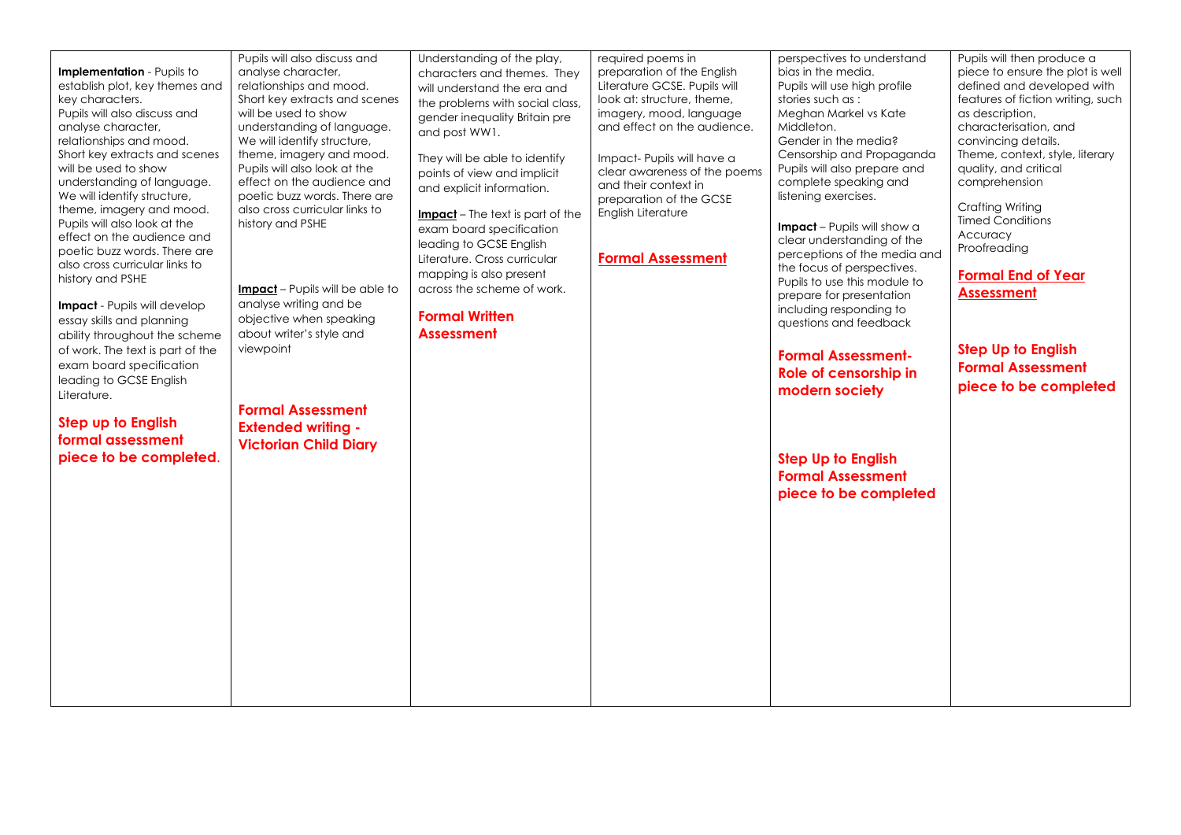| | | | | | |
|---|---|---|---|---|---|
| **Implementation** - Pupils to establish plot, key themes and key characters.<br>Pupils will also discuss and analyse character, relationships and mood.<br>Short key extracts and scenes will be used to show understanding of language.<br>We will identify structure, theme, imagery and mood.<br>Pupils will also look at the effect on the audience and poetic buzz words. There are also cross curricular links to history and PSHE<br><br>**Impact** - Pupils will develop essay skills and planning ability throughout the scheme of work. The text is part of the exam board specification leading to GCSE English Literature.<br><br>**Step up to English formal assessment piece to be completed.** | Pupils will also discuss and analyse character, relationships and mood.<br>Short key extracts and scenes will be used to show understanding of language.<br>We will identify structure, theme, imagery and mood.<br>Pupils will also look at the effect on the audience and poetic buzz words. There are also cross curricular links to history and PSHE<br><br>**Impact** – Pupils will be able to analyse writing and be objective when speaking about writer's style and viewpoint<br><br>**Formal Assessment Extended writing - Victorian Child Diary** | Understanding of the play, characters and themes. They will understand the era and the problems with social class, gender inequality Britain pre and post WW1.<br><br>They will be able to identify points of view and implicit and explicit information.<br><br>**Impact** – The text is part of the exam board specification leading to GCSE English Literature. Cross curricular mapping is also present across the scheme of work.<br><br>**Formal Written Assessment** | required poems in preparation of the English Literature GCSE. Pupils will look at: structure, theme, imagery, mood, language and effect on the audience.<br><br>Impact- Pupils will have a clear awareness of the poems and their context in preparation of the GCSE English Literature<br><br>**Formal Assessment** | perspectives to understand bias in the media.<br>Pupils will use high profile stories such as :<br>Meghan Markel vs Kate Middleton.<br>Gender in the media?<br>Censorship and Propaganda<br>Pupils will also prepare and complete speaking and listening exercises.<br><br>**Impact** – Pupils will show a clear understanding of the perceptions of the media and the focus of perspectives.<br>Pupils to use this module to prepare for presentation including responding to questions and feedback<br><br>**Formal Assessment- Role of censorship in modern society**<br><br>**Step Up to English Formal Assessment piece to be completed** | Pupils will then produce a piece to ensure the plot is well defined and developed with features of fiction writing, such as description, characterisation, and convincing details.<br>Theme, context, style, literary quality, and critical comprehension<br><br>Crafting Writing<br>Timed Conditions<br>Accuracy<br>Proofreading<br><br>**Formal End of Year Assessment**<br><br>**Step Up to English Formal Assessment piece to be completed** |